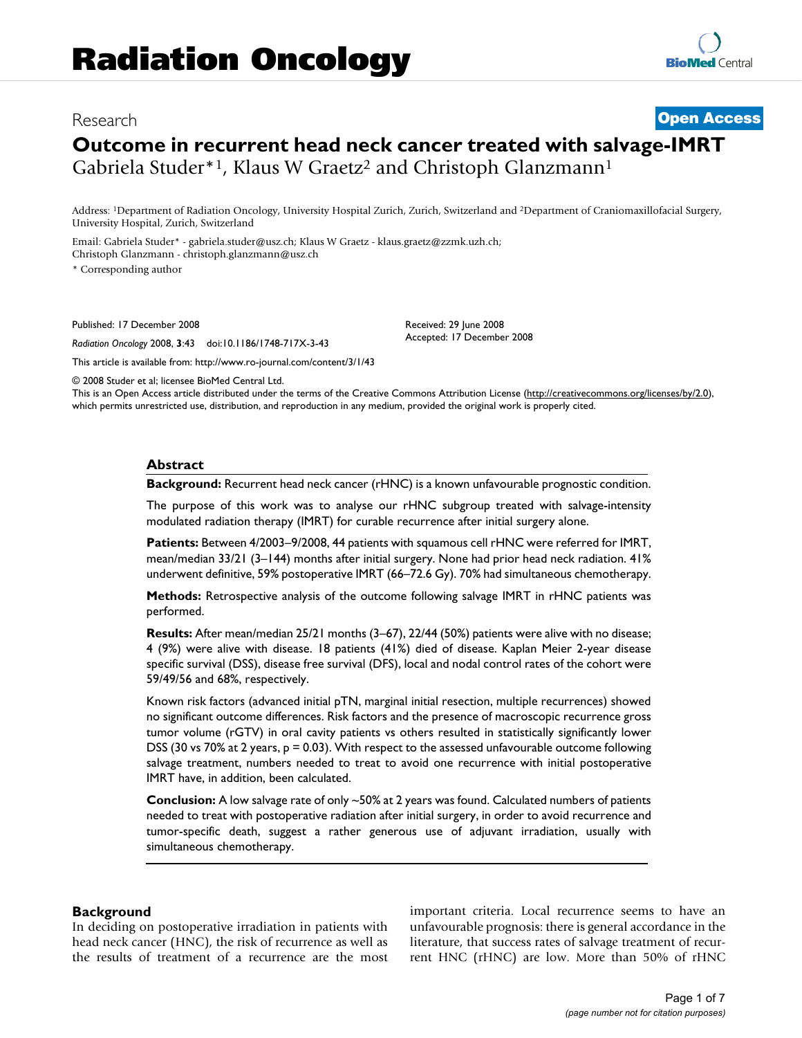# Radiation Oncology

Research

**Open Access**

# Outcome in recurrent head neck cancer treated with salvage-IMRT

Gabriela Studer*[1], Klaus W Graetz[2] and Christoph Glanzmann[1]

Address: [1]Department of Radiation Oncology, University Hospital Zurich, Zurich, Switzerland and [2]Department of Craniomaxillofacial Surgery, University Hospital, Zurich, Switzerland

Email: Gabriela Studer* - gabriela.studer@usz.ch; Klaus W Graetz - klaus.graetz@zzmk.uzh.ch; Christoph Glanzmann - christoph.glanzmann@usz.ch

\* Corresponding author

Published: 17 December 2008

*Radiation Oncology* 2008, **3**:43 doi:10.1186/1748-717X-3-43

Received: 29 June 2008

Accepted: 17 December 2008

This article is available from: http://www.ro-journal.com/content/3/1/43

© 2008 Studer et al; licensee BioMed Central Ltd.

This is an Open Access article distributed under the terms of the Creative Commons Attribution License (http://creativecommons.org/licenses/by/2.0), which permits unrestricted use, distribution, and reproduction in any medium, provided the original work is properly cited.

## Abstract

**Background:** Recurrent head neck cancer (rHNC) is a known unfavourable prognostic condition.

The purpose of this work was to analyse our rHNC subgroup treated with salvage-intensity modulated radiation therapy (IMRT) for curable recurrence after initial surgery alone.

**Patients:** Between 4/2003–9/2008, 44 patients with squamous cell rHNC were referred for IMRT, mean/median 33/21 (3–144) months after initial surgery. None had prior head neck radiation. 41% underwent definitive, 59% postoperative IMRT (66–72.6 Gy). 70% had simultaneous chemotherapy.

**Methods:** Retrospective analysis of the outcome following salvage IMRT in rHNC patients was performed.

**Results:** After mean/median 25/21 months (3–67), 22/44 (50%) patients were alive with no disease; 4 (9%) were alive with disease. 18 patients (41%) died of disease. Kaplan Meier 2-year disease specific survival (DSS), disease free survival (DFS), local and nodal control rates of the cohort were 59/49/56 and 68%, respectively.

Known risk factors (advanced initial pTN, marginal initial resection, multiple recurrences) showed no significant outcome differences. Risk factors and the presence of macroscopic recurrence gross tumor volume (rGTV) in oral cavity patients vs others resulted in statistically significantly lower DSS (30 vs 70% at 2 years, $p = 0.03$). With respect to the assessed unfavourable outcome following salvage treatment, numbers needed to treat to avoid one recurrence with initial postoperative IMRT have, in addition, been calculated.

**Conclusion:** A low salvage rate of only ~50% at 2 years was found. Calculated numbers of patients needed to treat with postoperative radiation after initial surgery, in order to avoid recurrence and tumor-specific death, suggest a rather generous use of adjuvant irradiation, usually with simultaneous chemotherapy.

## Background

In deciding on postoperative irradiation in patients with head neck cancer (HNC), the risk of recurrence as well as the results of treatment of a recurrence are the most important criteria. Local recurrence seems to have an unfavourable prognosis: there is general accordance in the literature, that success rates of salvage treatment of recurrent HNC (rHNC) are low. More than 50% of rHNC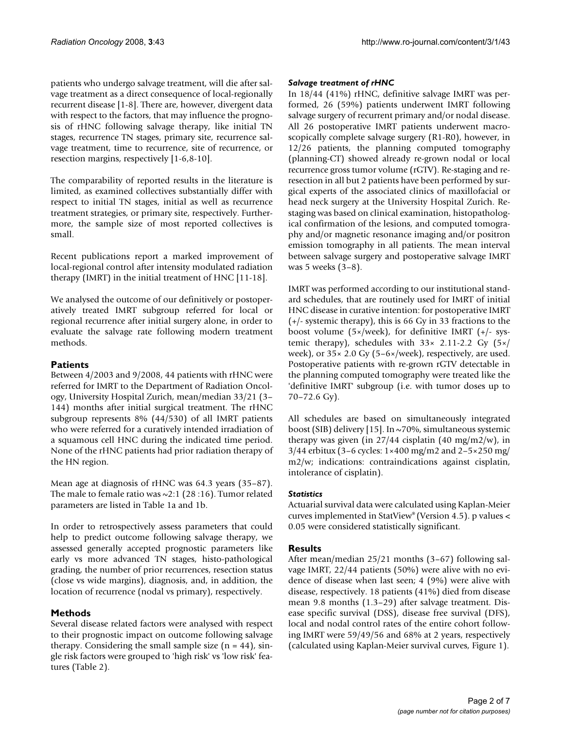patients who undergo salvage treatment, will die after salvage treatment as a direct consequence of local-regionally recurrent disease [1-8]. There are, however, divergent data with respect to the factors, that may influence the prognosis of rHNC following salvage therapy, like initial TN stages, recurrence TN stages, primary site, recurrence salvage treatment, time to recurrence, site of recurrence, or resection margins, respectively [1-6,8-10].

The comparability of reported results in the literature is limited, as examined collectives substantially differ with respect to initial TN stages, initial as well as recurrence treatment strategies, or primary site, respectively. Furthermore, the sample size of most reported collectives is small.

Recent publications report a marked improvement of local-regional control after intensity modulated radiation therapy (IMRT) in the initial treatment of HNC [11-18].

We analysed the outcome of our definitively or postoperatively treated IMRT subgroup referred for local or regional recurrence after initial surgery alone, in order to evaluate the salvage rate following modern treatment methods.

## Patients

Between 4/2003 and 9/2008, 44 patients with rHNC were referred for IMRT to the Department of Radiation Oncology, University Hospital Zurich, mean/median 33/21 (3–144) months after initial surgical treatment. The rHNC subgroup represents 8% (44/530) of all IMRT patients who were referred for a curatively intended irradiation of a squamous cell HNC during the indicated time period. None of the rHNC patients had prior radiation therapy of the HN region.

Mean age at diagnosis of rHNC was 64.3 years (35–87). The male to female ratio was ~2:1 (28 :16). Tumor related parameters are listed in Table 1a and 1b.

In order to retrospectively assess parameters that could help to predict outcome following salvage therapy, we assessed generally accepted prognostic parameters like early vs more advanced TN stages, histo-pathological grading, the number of prior recurrences, resection status (close vs wide margins), diagnosis, and, in addition, the location of recurrence (nodal vs primary), respectively.

## Methods

Several disease related factors were analysed with respect to their prognostic impact on outcome following salvage therapy. Considering the small sample size ($n = 44$), single risk factors were grouped to 'high risk' vs 'low risk' features (Table 2).

### *Salvage treatment of rHNC*

In 18/44 (41%) rHNC, definitive salvage IMRT was performed, 26 (59%) patients underwent IMRT following salvage surgery of recurrent primary and/or nodal disease. All 26 postoperative IMRT patients underwent macroscopically complete salvage surgery (R1-R0), however, in 12/26 patients, the planning computed tomography (planning-CT) showed already re-grown nodal or local recurrence gross tumor volume (rGTV). Re-staging and re-resection in all but 2 patients have been performed by surgical experts of the associated clinics of maxillofacial or head neck surgery at the University Hospital Zurich. Re-staging was based on clinical examination, histopathological confirmation of the lesions, and computed tomography and/or magnetic resonance imaging and/or positron emission tomography in all patients. The mean interval between salvage surgery and postoperative salvage IMRT was 5 weeks (3–8).

IMRT was performed according to our institutional standard schedules, that are routinely used for IMRT of initial HNC disease in curative intention: for postoperative IMRT (+/- systemic therapy), this is 66 Gy in 33 fractions to the boost volume (5×/week), for definitive IMRT (+/- systemic therapy), schedules with 33× 2.11-2.2 Gy (5×/week), or 35× 2.0 Gy (5–6×/week), respectively, are used. Postoperative patients with re-grown rGTV detectable in the planning computed tomography were treated like the 'definitive IMRT' subgroup (i.e. with tumor doses up to 70–72.6 Gy).

All schedules are based on simultaneously integrated boost (SIB) delivery [15]. In ~70%, simultaneous systemic therapy was given (in 27/44 cisplatin (40 mg/m2/w), in 3/44 erbitux (3–6 cycles: 1×400 mg/m2 and 2–5×250 mg/m2/w; indications: contraindications against cisplatin, intolerance of cisplatin).

### *Statistics*

Actuarial survival data were calculated using Kaplan-Meier curves implemented in StatView® (Version 4.5). p values < 0.05 were considered statistically significant.

## Results

After mean/median 25/21 months (3–67) following salvage IMRT, 22/44 patients (50%) were alive with no evidence of disease when last seen; 4 (9%) were alive with disease, respectively. 18 patients (41%) died from disease mean 9.8 months (1.3–29) after salvage treatment. Disease specific survival (DSS), disease free survival (DFS), local and nodal control rates of the entire cohort following IMRT were 59/49/56 and 68% at 2 years, respectively (calculated using Kaplan-Meier survival curves, Figure 1).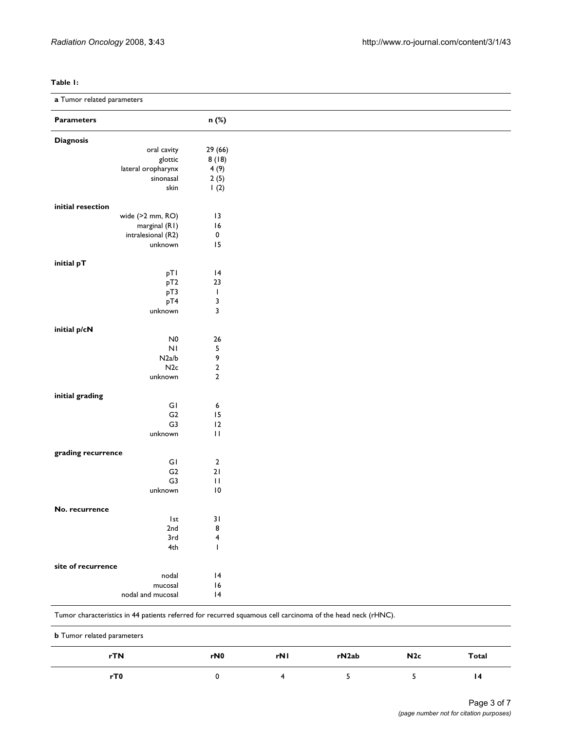**Table 1:**

**a** Tumor related parameters

| Parameters | n (%) |
|---|---|
| **Diagnosis** | |
| oral cavity | 29 (66) |
| glottic | 8 (18) |
| lateral oropharynx | 4 (9) |
| sinonasal | 2 (5) |
| skin | 1 (2) |
| **initial resection** | |
| wide (>2 mm, RO) | 13 |
| marginal (R1) | 16 |
| intralesional (R2) | 0 |
| unknown | 15 |
| **initial pT** | |
| pT1 | 14 |
| pT2 | 23 |
| pT3 | 1 |
| pT4 | 3 |
| unknown | 3 |
| **initial p/cN** | |
| N0 | 26 |
| N1 | 5 |
| N2a/b | 9 |
| N2c | 2 |
| unknown | 2 |
| **initial grading** | |
| G1 | 6 |
| G2 | 15 |
| G3 | 12 |
| unknown | 11 |
| **grading recurrence** | |
| G1 | 2 |
| G2 | 21 |
| G3 | 11 |
| unknown | 10 |
| **No. recurrence** | |
| 1st | 31 |
| 2nd | 8 |
| 3rd | 4 |
| 4th | 1 |
| **site of recurrence** | |
| nodal | 14 |
| mucosal | 16 |
| nodal and mucosal | 14 |

Tumor characteristics in 44 patients referred for recurred squamous cell carcinoma of the head neck (rHNC).

**b** Tumor related parameters

| rTN | rN0 | rN1 | rN2ab | N2c | Total |
|---|---|---|---|---|---|
| **rT0** | 0 | 4 | 5 | 5 | **14** |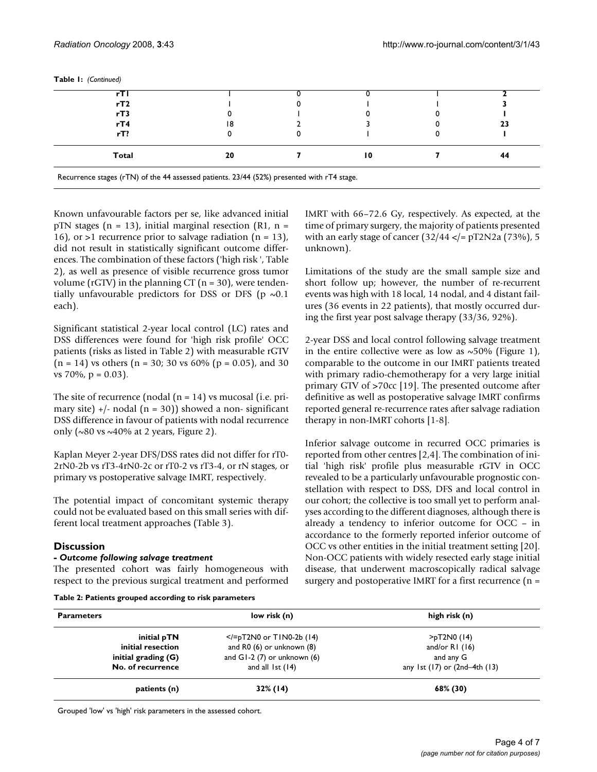**Table 1:** *(Continued)*

| | | | | | |
|---|---|---|---|---|---|
| **rT1** | 1 | 0 | 0 | 1 | **2** |
| **rT2** | 1 | 0 | 1 | 1 | **3** |
| **rT3** | 0 | 1 | 0 | 0 | **1** |
| **rT4** | 18 | 2 | 3 | 0 | **23** |
| **rT?** | 0 | 0 | 1 | 0 | **1** |
| **Total** | **20** | **7** | **10** | **7** | **44** |

Recurrence stages (rTN) of the 44 assessed patients. 23/44 (52%) presented with rT4 stage.

Known unfavourable factors per se, like advanced initial pTN stages (n = 13), initial marginal resection (R1, n = 16), or >1 recurrence prior to salvage radiation (n = 13), did not result in statistically significant outcome differences. The combination of these factors ('high risk ', Table 2), as well as presence of visible recurrence gross tumor volume (rGTV) in the planning CT (n = 30), were tendentially unfavourable predictors for DSS or DFS (p ~0.1 each).

Significant statistical 2-year local control (LC) rates and DSS differences were found for 'high risk profile' OCC patients (risks as listed in Table 2) with measurable rGTV (n = 14) vs others (n = 30; 30 vs 60% (p = 0.05), and 30 vs 70%, p = 0.03).

The site of recurrence (nodal (n = 14) vs mucosal (i.e. primary site) +/- nodal (n = 30)) showed a non- significant DSS difference in favour of patients with nodal recurrence only (~80 vs ~40% at 2 years, Figure 2).

Kaplan Meyer 2-year DFS/DSS rates did not differ for rT0-2rN0-2b vs rT3-4rN0-2c or rT0-2 vs rT3-4, or rN stages, or primary vs postoperative salvage IMRT, respectively.

The potential impact of concomitant systemic therapy could not be evaluated based on this small series with different local treatment approaches (Table 3).

## Discussion

### *- Outcome following salvage treatment*

The presented cohort was fairly homogeneous with respect to the previous surgical treatment and performed IMRT with 66–72.6 Gy, respectively. As expected, at the time of primary surgery, the majority of patients presented with an early stage of cancer (32/44 </= pT2N2a (73%), 5 unknown).

Limitations of the study are the small sample size and short follow up; however, the number of re-recurrent events was high with 18 local, 14 nodal, and 4 distant failures (36 events in 22 patients), that mostly occurred during the first year post salvage therapy (33/36, 92%).

2-year DSS and local control following salvage treatment in the entire collective were as low as ~50% (Figure 1), comparable to the outcome in our IMRT patients treated with primary radio-chemotherapy for a very large initial primary GTV of >70cc [19]. The presented outcome after definitive as well as postoperative salvage IMRT confirms reported general re-recurrence rates after salvage radiation therapy in non-IMRT cohorts [1-8].

Inferior salvage outcome in recurred OCC primaries is reported from other centres [2,4]. The combination of initial 'high risk' profile plus measurable rGTV in OCC revealed to be a particularly unfavourable prognostic constellation with respect to DSS, DFS and local control in our cohort; the collective is too small yet to perform analyses according to the different diagnoses, although there is already a tendency to inferior outcome for OCC – in accordance to the formerly reported inferior outcome of OCC vs other entities in the initial treatment setting [20]. Non-OCC patients with widely resected early stage initial disease, that underwent macroscopically radical salvage surgery and postoperative IMRT for a first recurrence (n =

**Table 2: Patients grouped according to risk parameters**

| Parameters | low risk (n) | high risk (n) |
|---|---|---|
| **initial pTN** | </=pT2N0 or T1N0-2b (14) | >pT2N0 (14) |
| **initial resection** | and R0 (6) or unknown (8) | and/or R1 (16) |
| **initial grading (G)** | and G1-2 (7) or unknown (6) | and any G |
| **No. of recurrence** | and all 1st (14) | any 1st (17) or (2nd–4th (13) |
| **patients (n)** | **32% (14)** | **68% (30)** |

Grouped 'low' vs 'high' risk parameters in the assessed cohort.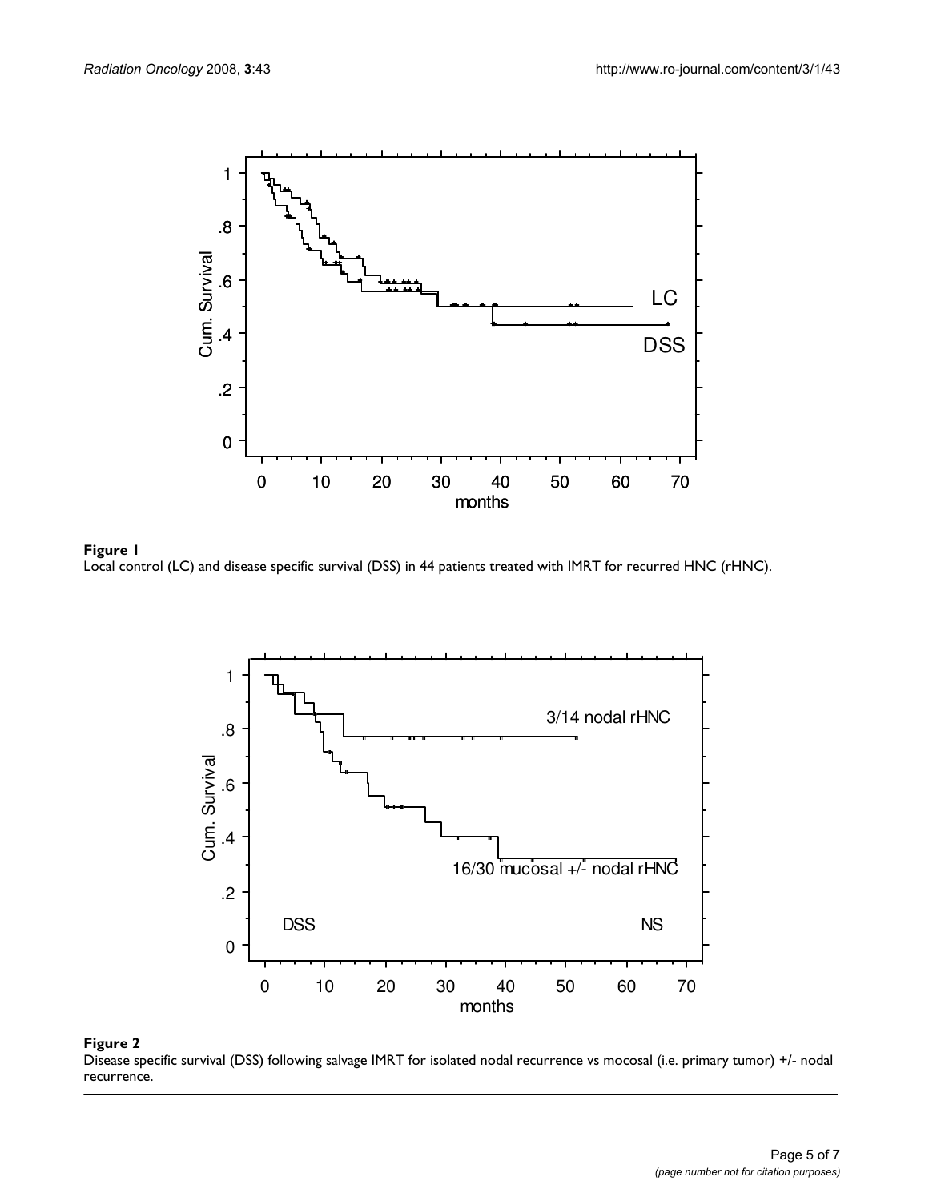**Figure 1**
Local control (LC) and disease specific survival (DSS) in 44 patients treated with IMRT for recurred HNC (rHNC).

**Figure 2**
Disease specific survival (DSS) following salvage IMRT for isolated nodal recurrence vs mocosal (i.e. primary tumor) +/- nodal recurrence.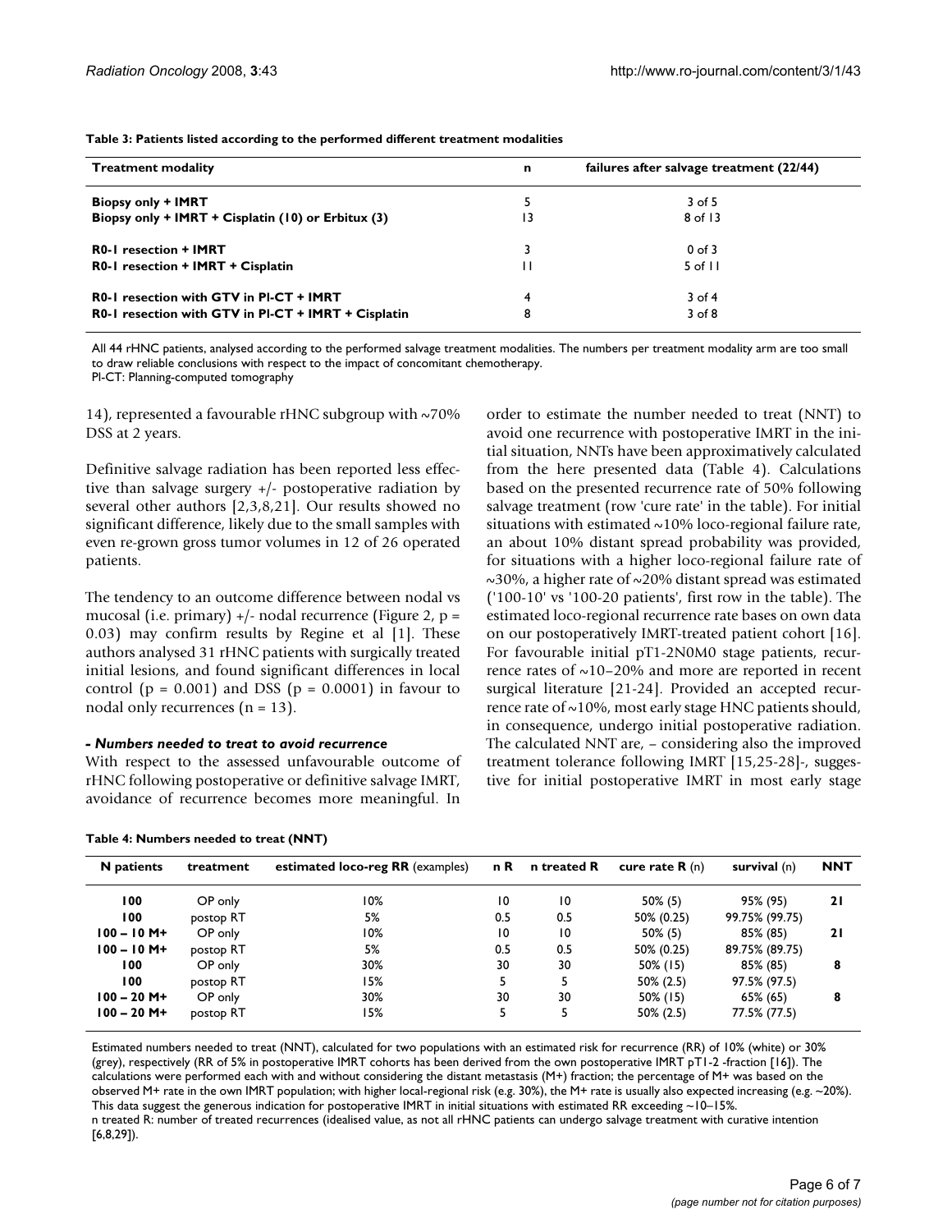**Table 3: Patients listed according to the performed different treatment modalities**

| Treatment modality | n | failures after salvage treatment (22/44) |
|---|---|---|
| **Biopsy only + IMRT** | 5 | 3 of 5 |
| **Biopsy only + IMRT + Cisplatin (10) or Erbitux (3)** | 13 | 8 of 13 |
| **R0-1 resection + IMRT** | 3 | 0 of 3 |
| **R0-1 resection + IMRT + Cisplatin** | 11 | 5 of 11 |
| **R0-1 resection with GTV in Pl-CT + IMRT** | 4 | 3 of 4 |
| **R0-1 resection with GTV in Pl-CT + IMRT + Cisplatin** | 8 | 3 of 8 |

All 44 rHNC patients, analysed according to the performed salvage treatment modalities. The numbers per treatment modality arm are too small to draw reliable conclusions with respect to the impact of concomitant chemotherapy.
Pl-CT: Planning-computed tomography

14), represented a favourable rHNC subgroup with ~70% DSS at 2 years.

Definitive salvage radiation has been reported less effective than salvage surgery +/- postoperative radiation by several other authors [2,3,8,21]. Our results showed no significant difference, likely due to the small samples with even re-grown gross tumor volumes in 12 of 26 operated patients.

The tendency to an outcome difference between nodal vs mucosal (i.e. primary) +/- nodal recurrence (Figure 2, $p = 0.03$) may confirm results by Regine et al [1]. These authors analysed 31 rHNC patients with surgically treated initial lesions, and found significant differences in local control ($p = 0.001$) and DSS ($p = 0.0001$) in favour to nodal only recurrences ($n = 13$).

### *- Numbers needed to treat to avoid recurrence*

With respect to the assessed unfavourable outcome of rHNC following postoperative or definitive salvage IMRT, avoidance of recurrence becomes more meaningful. In order to estimate the number needed to treat (NNT) to avoid one recurrence with postoperative IMRT in the initial situation, NNTs have been approximatively calculated from the here presented data (Table 4). Calculations based on the presented recurrence rate of 50% following salvage treatment (row 'cure rate' in the table). For initial situations with estimated ~10% loco-regional failure rate, an about 10% distant spread probability was provided, for situations with a higher loco-regional failure rate of ~30%, a higher rate of ~20% distant spread was estimated ('100-10' vs '100-20 patients', first row in the table). The estimated loco-regional recurrence rate bases on own data on our postoperatively IMRT-treated patient cohort [16]. For favourable initial pT1-2N0M0 stage patients, recurrence rates of ~10–20% and more are reported in recent surgical literature [21-24]. Provided an accepted recurrence rate of ~10%, most early stage HNC patients should, in consequence, undergo initial postoperative radiation. The calculated NNT are, – considering also the improved treatment tolerance following IMRT [15,25-28]-, suggestive for initial postoperative IMRT in most early stage

**Table 4: Numbers needed to treat (NNT)**

| N patients | treatment | estimated loco-reg RR (examples) | n R | n treated R | cure rate R (n) | survival (n) | NNT |
|---|---|---|---|---|---|---|---|
| **100** | OP only | 10% | 10 | 10 | 50% (5) | 95% (95) | **21** |
| **100** | postop RT | 5% | 0.5 | 0.5 | 50% (0.25) | 99.75% (99.75) | |
| **100 – 10 M+** | OP only | 10% | 10 | 10 | 50% (5) | 85% (85) | **21** |
| **100 – 10 M+** | postop RT | 5% | 0.5 | 0.5 | 50% (0.25) | 89.75% (89.75) | |
| **100** | OP only | 30% | 30 | 30 | 50% (15) | 85% (85) | **8** |
| **100** | postop RT | 15% | 5 | 5 | 50% (2.5) | 97.5% (97.5) | |
| **100 – 20 M+** | OP only | 30% | 30 | 30 | 50% (15) | 65% (65) | **8** |
| **100 – 20 M+** | postop RT | 15% | 5 | 5 | 50% (2.5) | 77.5% (77.5) | |

Estimated numbers needed to treat (NNT), calculated for two populations with an estimated risk for recurrence (RR) of 10% (white) or 30% (grey), respectively (RR of 5% in postoperative IMRT cohorts has been derived from the own postoperative IMRT pT1-2 -fraction [16]). The calculations were performed each with and without considering the distant metastasis (M+) fraction; the percentage of M+ was based on the observed M+ rate in the own IMRT population; with higher local-regional risk (e.g. 30%), the M+ rate is usually also expected increasing (e.g. ~20%). This data suggest the generous indication for postoperative IMRT in initial situations with estimated RR exceeding ~10–15%.
n treated R: number of treated recurrences (idealised value, as not all rHNC patients can undergo salvage treatment with curative intention [6,8,29]).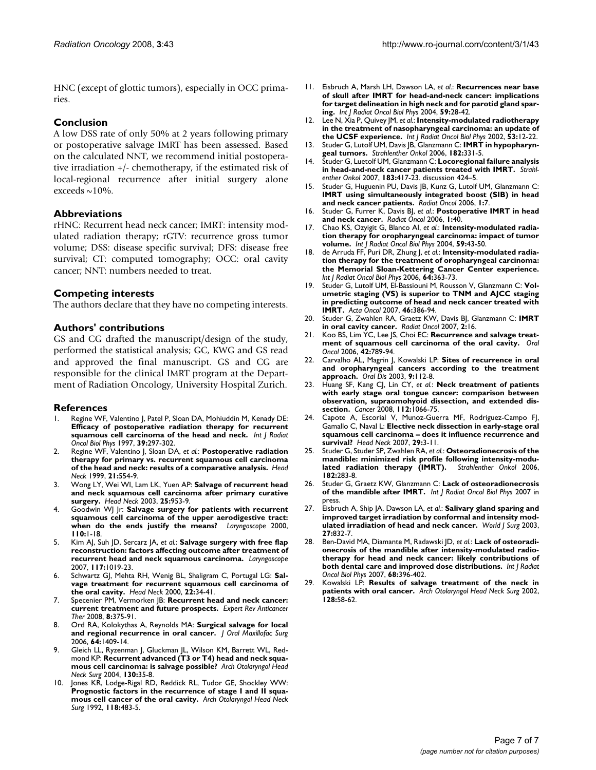HNC (except of glottic tumors), especially in OCC primaries.

## Conclusion

A low DSS rate of only 50% at 2 years following primary or postoperative salvage IMRT has been assessed. Based on the calculated NNT, we recommend initial postoperative irradiation +/- chemotherapy, if the estimated risk of local-regional recurrence after initial surgery alone exceeds ~10%.

## Abbreviations

rHNC: Recurrent head neck cancer; IMRT: intensity modulated radiation therapy; rGTV: recurrence gross tumor volume; DSS: disease specific survival; DFS: disease free survival; CT: computed tomography; OCC: oral cavity cancer; NNT: numbers needed to treat.

## Competing interests

The authors declare that they have no competing interests.

## Authors' contributions

GS and CG drafted the manuscript/design of the study, performed the statistical analysis; GC, KWG and GS read and approved the final manuscript. GS and CG are responsible for the clinical IMRT program at the Department of Radiation Oncology, University Hospital Zurich.

## References

1. Regine WF, Valentino J, Patel P, Sloan DA, Mohiuddin M, Kenady DE: **Efficacy of postoperative radiation therapy for recurrent squamous cell carcinoma of the head and neck.** *Int J Radiat Oncol Biol Phys* 1997, **39:**297-302.
2. Regine WF, Valentino J, Sloan DA, *et al.*: **Postoperative radiation therapy for primary vs. recurrent squamous cell carcinoma of the head and neck: results of a comparative analysis.** *Head Neck* 1999, **21:**554-9.
3. Wong LY, Wei WI, Lam LK, Yuen AP: **Salvage of recurrent head and neck squamous cell carcinoma after primary curative surgery.** *Head Neck* 2003, **25:**953-9.
4. Goodwin WJ Jr: **Salvage surgery for patients with recurrent squamous cell carcinoma of the upper aerodigestive tract: when do the ends justify the means?** *Laryngoscope* 2000, **110:**1-18.
5. Kim AJ, Suh JD, Sercarz JA, *et al.*: **Salvage surgery with free flap reconstruction: factors affecting outcome after treatment of recurrent head and neck squamous carcinoma.** *Laryngoscope* 2007, **117:**1019-23.
6. Schwartz GJ, Mehta RH, Wenig BL, Shaligram C, Portugal LG: **Salvage treatment for recurrent squamous cell carcinoma of the oral cavity.** *Head Neck* 2000, **22:**34-41.
7. Specenier PM, Vermorken JB: **Recurrent head and neck cancer: current treatment and future prospects.** *Expert Rev Anticancer Ther* 2008, **8:**375-91.
8. Ord RA, Kolokythas A, Reynolds MA: **Surgical salvage for local and regional recurrence in oral cancer.** *J Oral Maxillofac Surg* 2006, **64:**1409-14.
9. Gleich LL, Ryzenman J, Gluckman JL, Wilson KM, Barrett WL, Redmond KP: **Recurrent advanced (T3 or T4) head and neck squamous cell carcinoma: is salvage possible?** *Arch Otolaryngol Head Neck Surg* 2004, **130:**35-8.
10. Jones KR, Lodge-Rigal RD, Reddick RL, Tudor GE, Shockley WW: **Prognostic factors in the recurrence of stage I and II squamous cell cancer of the oral cavity.** *Arch Otolaryngol Head Neck Surg* 1992, **118:**483-5.
11. Eisbruch A, Marsh LH, Dawson LA, *et al.*: **Recurrences near base of skull after IMRT for head-and-neck cancer: implications for target delineation in high neck and for parotid gland sparing.** *Int J Radiat Oncol Biol Phys* 2004, **59:**28-42.
12. Lee N, Xia P, Quivey JM, *et al.*: **Intensity-modulated radiotherapy in the treatment of nasopharyngeal carcinoma: an update of the UCSF experience.** *Int J Radiat Oncol Biol Phys* 2002, **53:**12-22.
13. Studer G, Lutolf UM, Davis JB, Glanzmann C: **IMRT in hypopharyngeal tumors.** *Strahlenther Onkol* 2006, **182:**331-5.
14. Studer G, Luetolf UM, Glanzmann C: **Locoregional failure analysis in head-and-neck cancer patients treated with IMRT.** *Strahlenther Onkol* 2007, **183:**417-23. discussion 424–5.
15. Studer G, Huguenin PU, Davis JB, Kunz G, Lutolf UM, Glanzmann C: **IMRT using simultaneously integrated boost (SIB) in head and neck cancer patients.** *Radiat Oncol* 2006, **1:**7.
16. Studer G, Furrer K, Davis BJ, *et al.*: **Postoperative IMRT in head and neck cancer.** *Radiat Oncol* 2006, **1:**40.
17. Chao KS, Ozyigit G, Blanco AI, *et al.*: **Intensity-modulated radiation therapy for oropharyngeal carcinoma: impact of tumor volume.** *Int J Radiat Oncol Biol Phys* 2004, **59:**43-50.
18. de Arruda FF, Puri DR, Zhung J, *et al.*: **Intensity-modulated radiation therapy for the treatment of oropharyngeal carcinoma: the Memorial Sloan-Kettering Cancer Center experience.** *Int J Radiat Oncol Biol Phys* 2006, **64:**363-73.
19. Studer G, Lutolf UM, El-Bassiouni M, Rousson V, Glanzmann C: **Volumetric staging (VS) is superior to TNM and AJCC staging in predicting outcome of head and neck cancer treated with IMRT.** *Acta Oncol* 2007, **46:**386-94.
20. Studer G, Zwahlen RA, Graetz KW, Davis BJ, Glanzmann C: **IMRT in oral cavity cancer.** *Radiat Oncol* 2007, **2:**16.
21. Koo BS, Lim YC, Lee JS, Choi EC: **Recurrence and salvage treatment of squamous cell carcinoma of the oral cavity.** *Oral Oncol* 2006, **42:**789-94.
22. Carvalho AL, Magrin J, Kowalski LP: **Sites of recurrence in oral and oropharyngeal cancers according to the treatment approach.** *Oral Dis* 2003, **9:**112-8.
23. Huang SF, Kang CJ, Lin CY, *et al.*: **Neck treatment of patients with early stage oral tongue cancer: comparison between observation, supraomohyoid dissection, and extended dissection.** *Cancer* 2008, **112:**1066-75.
24. Capote A, Escorial V, Munoz-Guerra MF, Rodriguez-Campo FJ, Gamallo C, Naval L: **Elective neck dissection in early-stage oral squamous cell carcinoma – does it influence recurrence and survival?** *Head Neck* 2007, **29:**3-11.
25. Studer G, Studer SP, Zwahlen RA, *et al.*: **Osteoradionecrosis of the mandible: minimized risk profile following intensity-modulated radiation therapy (IMRT).** *Strahlenther Onkol* 2006, **182:**283-8.
26. Studer G, Graetz KW, Glanzmann C: **Lack of osteoradionecrosis of the mandible after IMRT.** *Int J Radiat Oncol Biol Phys* 2007 in press.
27. Eisbruch A, Ship JA, Dawson LA, *et al.*: **Salivary gland sparing and improved target irradiation by conformal and intensity modulated irradiation of head and neck cancer.** *World J Surg* 2003, **27:**832-7.
28. Ben-David MA, Diamante M, Radawski JD, *et al.*: **Lack of osteoradionecrosis of the mandible after intensity-modulated radiotherapy for head and neck cancer: likely contributions of both dental care and improved dose distributions.** *Int J Radiat Oncol Biol Phys* 2007, **68:**396-402.
29. Kowalski LP: **Results of salvage treatment of the neck in patients with oral cancer.** *Arch Otolaryngol Head Neck Surg* 2002, **128:**58-62.